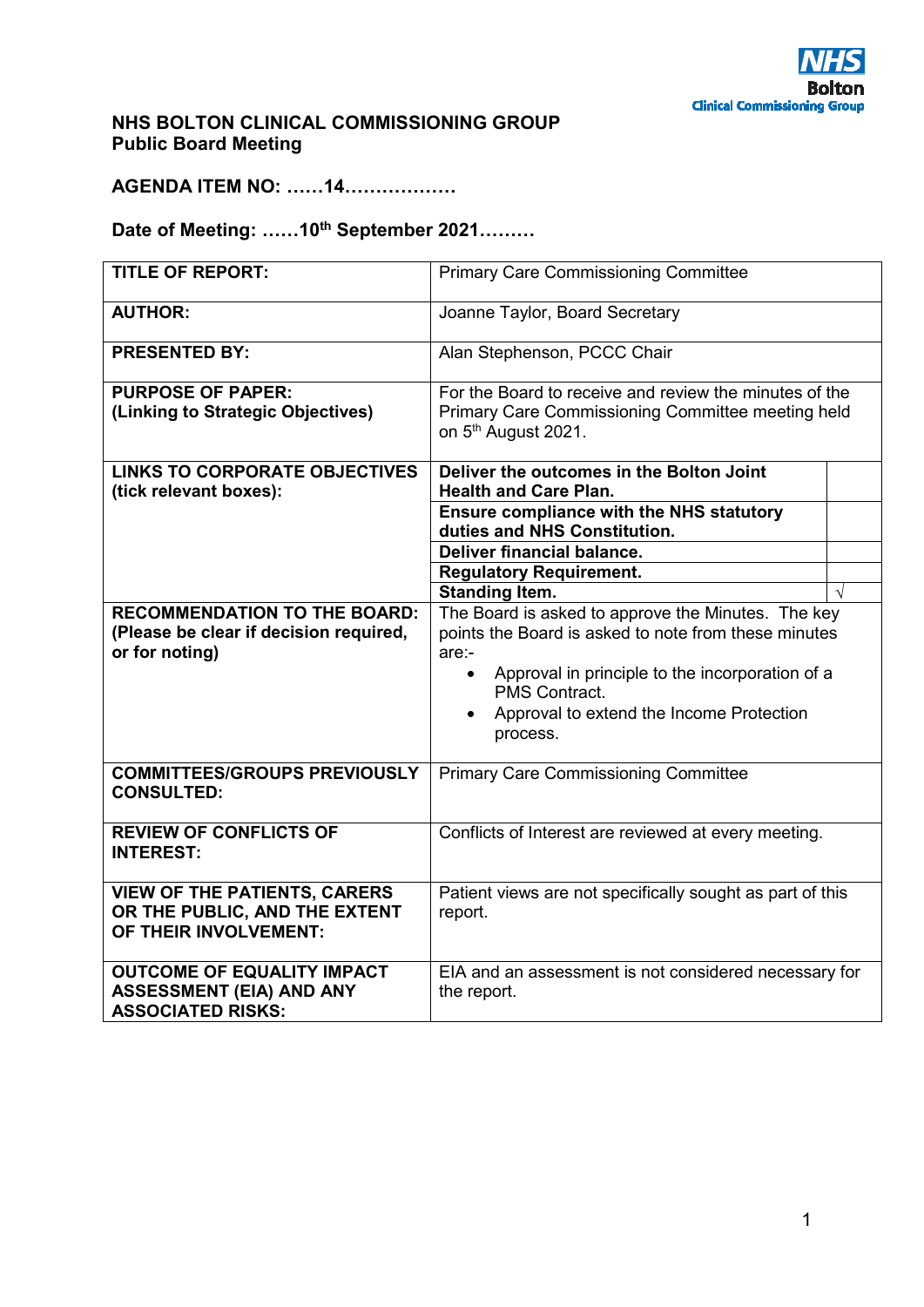# NHS BOLTON CLINICAL COMMISSIONING GROUP
## Public Board Meeting

**AGENDA ITEM NO: ……14………………**

**Date of Meeting: ……10th September 2021………**

| | | |
|---|---|---|
| **TITLE OF REPORT:** | Primary Care Commissioning Committee | |
| **AUTHOR:** | Joanne Taylor, Board Secretary | |
| **PRESENTED BY:** | Alan Stephenson, PCCC Chair | |
| **PURPOSE OF PAPER: (Linking to Strategic Objectives)** | For the Board to receive and review the minutes of the Primary Care Commissioning Committee meeting held on 5th August 2021. | |
| **LINKS TO CORPORATE OBJECTIVES (tick relevant boxes):** | **Deliver the outcomes in the Bolton Joint Health and Care Plan.** | |
| | **Ensure compliance with the NHS statutory duties and NHS Constitution.** | |
| | **Deliver financial balance.** | |
| | **Regulatory Requirement.** | |
| | **Standing Item.** | √ |
| **RECOMMENDATION TO THE BOARD: (Please be clear if decision required, or for noting)** | The Board is asked to approve the Minutes. The key points the Board is asked to note from these minutes are:-<br>• Approval in principle to the incorporation of a PMS Contract.<br>• Approval to extend the Income Protection process. | |
| **COMMITTEES/GROUPS PREVIOUSLY CONSULTED:** | Primary Care Commissioning Committee | |
| **REVIEW OF CONFLICTS OF INTEREST:** | Conflicts of Interest are reviewed at every meeting. | |
| **VIEW OF THE PATIENTS, CARERS OR THE PUBLIC, AND THE EXTENT OF THEIR INVOLVEMENT:** | Patient views are not specifically sought as part of this report. | |
| **OUTCOME OF EQUALITY IMPACT ASSESSMENT (EIA) AND ANY ASSOCIATED RISKS:** | EIA and an assessment is not considered necessary for the report. | |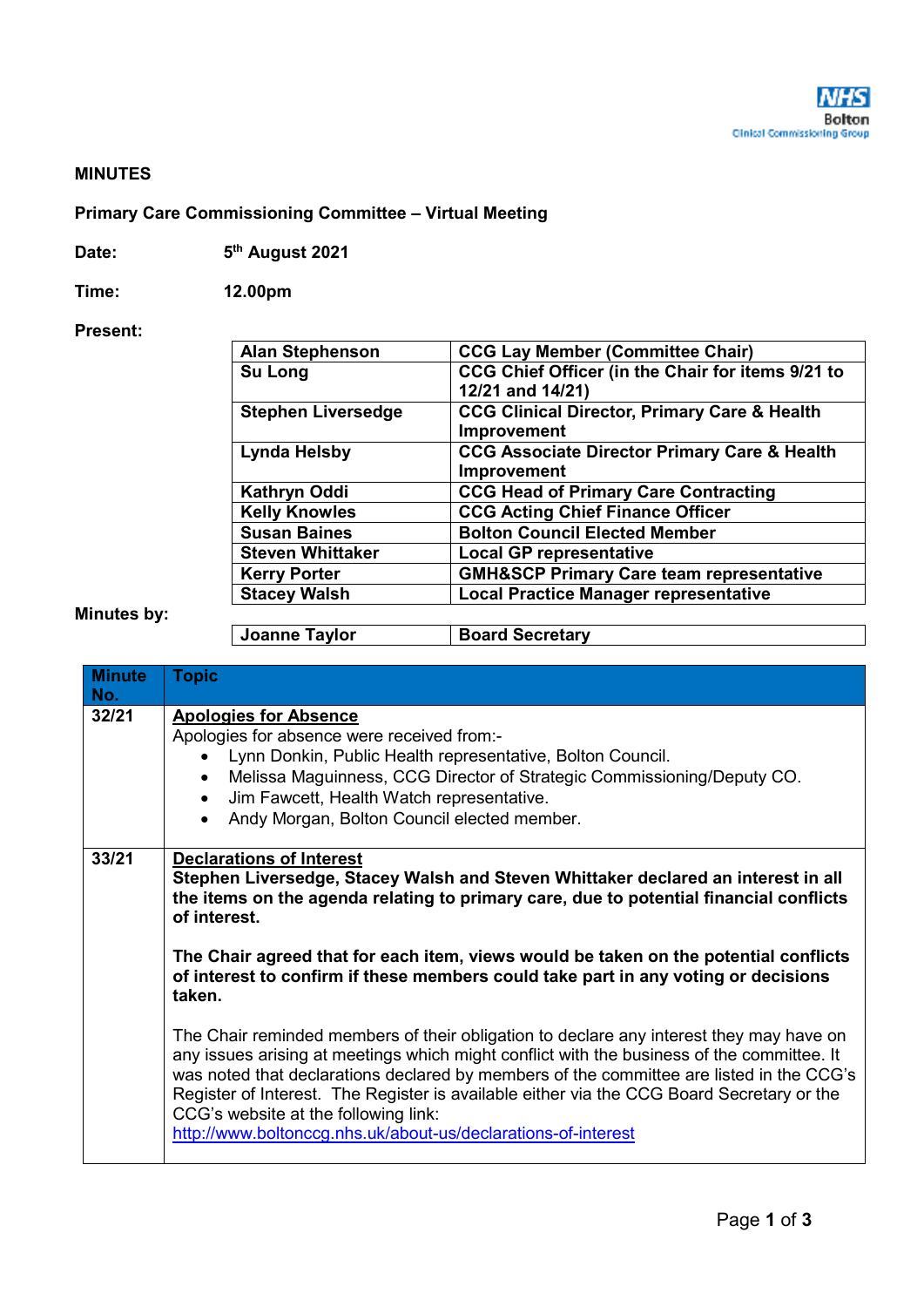**MINUTES**

**Primary Care Commissioning Committee – Virtual Meeting**

**Date:** 5th August 2021

**Time:** 12.00pm

**Present:**

| | |
|---|---|
| **Alan Stephenson** | **CCG Lay Member (Committee Chair)** |
| **Su Long** | **CCG Chief Officer (in the Chair for items 9/21 to 12/21 and 14/21)** |
| **Stephen Liversedge** | **CCG Clinical Director, Primary Care & Health Improvement** |
| **Lynda Helsby** | **CCG Associate Director Primary Care & Health Improvement** |
| **Kathryn Oddi** | **CCG Head of Primary Care Contracting** |
| **Kelly Knowles** | **CCG Acting Chief Finance Officer** |
| **Susan Baines** | **Bolton Council Elected Member** |
| **Steven Whittaker** | **Local GP representative** |
| **Kerry Porter** | **GMH&SCP Primary Care team representative** |
| **Stacey Walsh** | **Local Practice Manager representative** |

**Minutes by:**

| | |
|---|---|
| **Joanne Taylor** | **Board Secretary** |

| Minute No. | Topic |
|---|---|
| 32/21 | <u>**Apologies for Absence**</u><br>Apologies for absence were received from:-<br>• Lynn Donkin, Public Health representative, Bolton Council.<br>• Melissa Maguinness, CCG Director of Strategic Commissioning/Deputy CO.<br>• Jim Fawcett, Health Watch representative.<br>• Andy Morgan, Bolton Council elected member. |
| 33/21 | <u>**Declarations of Interest**</u><br>**Stephen Liversedge, Stacey Walsh and Steven Whittaker declared an interest in all the items on the agenda relating to primary care, due to potential financial conflicts of interest.**<br><br>**The Chair agreed that for each item, views would be taken on the potential conflicts of interest to confirm if these members could take part in any voting or decisions taken.**<br><br>The Chair reminded members of their obligation to declare any interest they may have on any issues arising at meetings which might conflict with the business of the committee. It was noted that declarations declared by members of the committee are listed in the CCG's Register of Interest. The Register is available either via the CCG Board Secretary or the CCG's website at the following link:<br>http://www.boltonccg.nhs.uk/about-us/declarations-of-interest |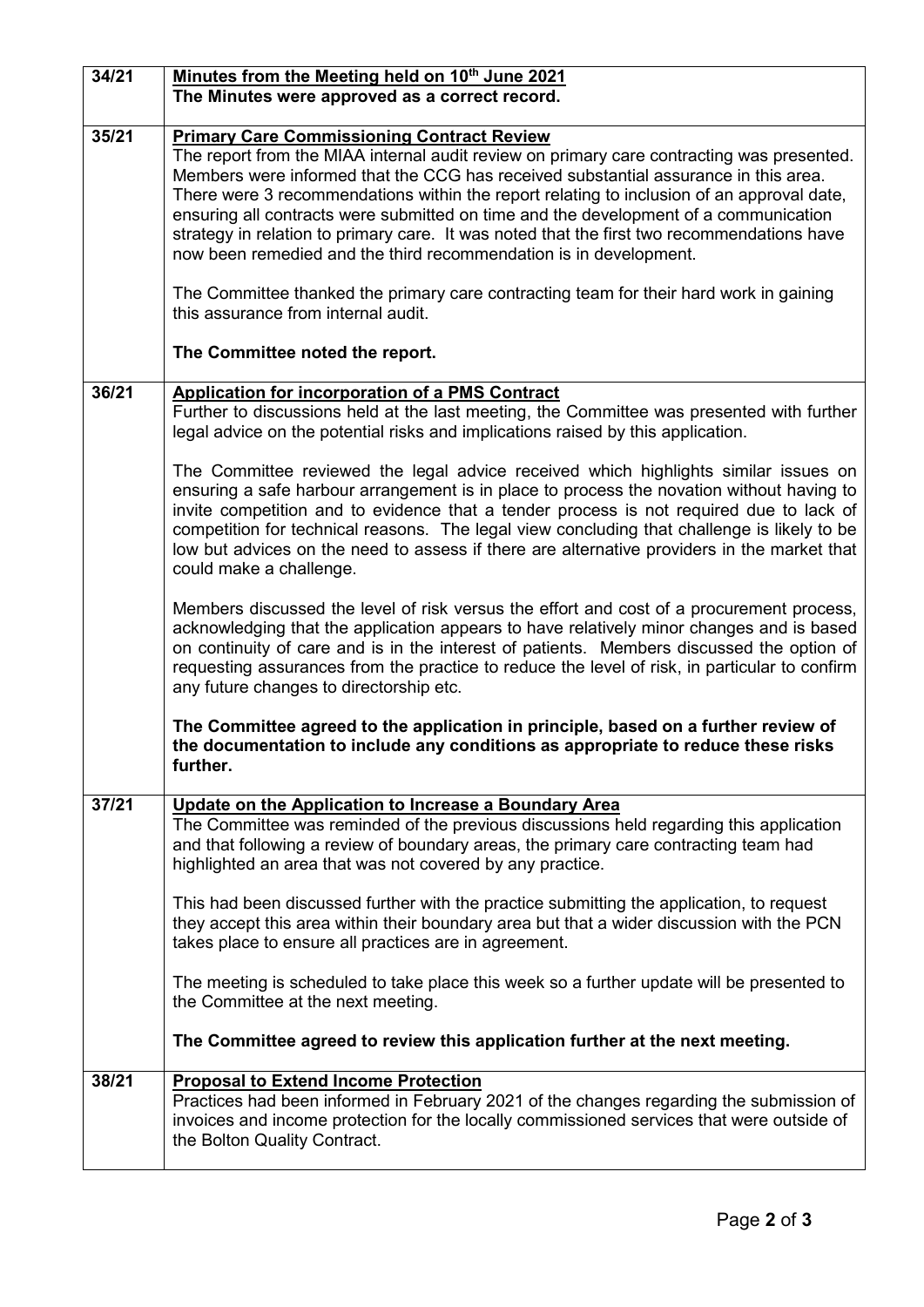| | |
|---|---|
| 34/21 | **Minutes from the Meeting held on 10th June 2021**<br>**The Minutes were approved as a correct record.** |
| 35/21 | **Primary Care Commissioning Contract Review**<br>The report from the MIAA internal audit review on primary care contracting was presented. Members were informed that the CCG has received substantial assurance in this area. There were 3 recommendations within the report relating to inclusion of an approval date, ensuring all contracts were submitted on time and the development of a communication strategy in relation to primary care. It was noted that the first two recommendations have now been remedied and the third recommendation is in development.<br><br>The Committee thanked the primary care contracting team for their hard work in gaining this assurance from internal audit.<br><br>**The Committee noted the report.** |
| 36/21 | **Application for incorporation of a PMS Contract**<br>Further to discussions held at the last meeting, the Committee was presented with further legal advice on the potential risks and implications raised by this application.<br><br>The Committee reviewed the legal advice received which highlights similar issues on ensuring a safe harbour arrangement is in place to process the novation without having to invite competition and to evidence that a tender process is not required due to lack of competition for technical reasons. The legal view concluding that challenge is likely to be low but advices on the need to assess if there are alternative providers in the market that could make a challenge.<br><br>Members discussed the level of risk versus the effort and cost of a procurement process, acknowledging that the application appears to have relatively minor changes and is based on continuity of care and is in the interest of patients. Members discussed the option of requesting assurances from the practice to reduce the level of risk, in particular to confirm any future changes to directorship etc.<br><br>**The Committee agreed to the application in principle, based on a further review of the documentation to include any conditions as appropriate to reduce these risks further.** |
| 37/21 | **Update on the Application to Increase a Boundary Area**<br>The Committee was reminded of the previous discussions held regarding this application and that following a review of boundary areas, the primary care contracting team had highlighted an area that was not covered by any practice.<br><br>This had been discussed further with the practice submitting the application, to request they accept this area within their boundary area but that a wider discussion with the PCN takes place to ensure all practices are in agreement.<br><br>The meeting is scheduled to take place this week so a further update will be presented to the Committee at the next meeting.<br><br>**The Committee agreed to review this application further at the next meeting.** |
| 38/21 | **Proposal to Extend Income Protection**<br>Practices had been informed in February 2021 of the changes regarding the submission of invoices and income protection for the locally commissioned services that were outside of the Bolton Quality Contract. |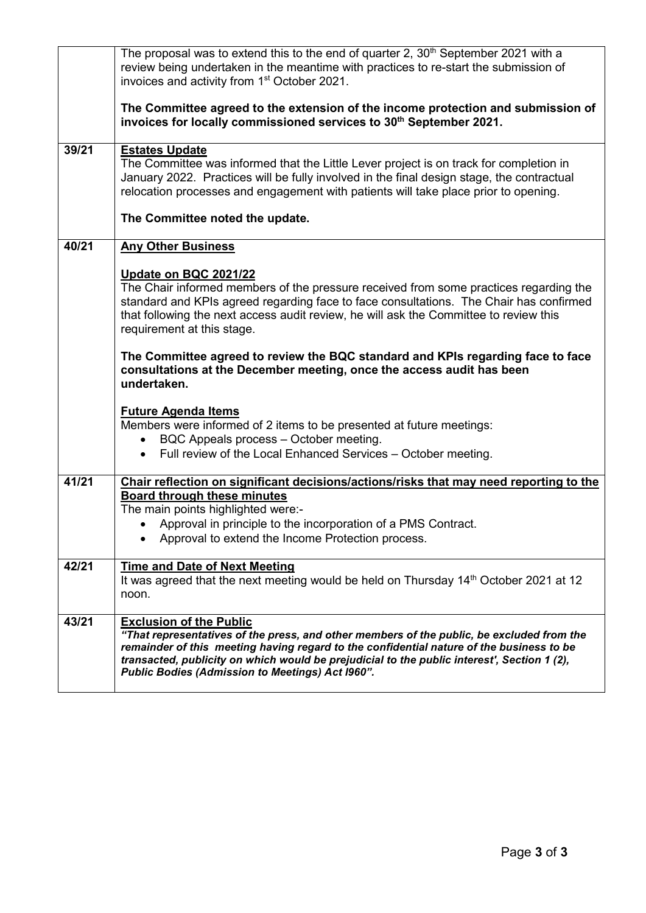| | |
|---|---|
| | The proposal was to extend this to the end of quarter 2, 30th September 2021 with a review being undertaken in the meantime with practices to re-start the submission of invoices and activity from 1st October 2021.<br><br>**The Committee agreed to the extension of the income protection and submission of invoices for locally commissioned services to 30th September 2021.** |
| **39/21** | **<u>Estates Update</u>**<br>The Committee was informed that the Little Lever project is on track for completion in January 2022. Practices will be fully involved in the final design stage, the contractual relocation processes and engagement with patients will take place prior to opening.<br><br>**The Committee noted the update.** |
| **40/21** | **<u>Any Other Business</u>**<br><br>**<u>Update on BQC 2021/22</u>**<br>The Chair informed members of the pressure received from some practices regarding the standard and KPIs agreed regarding face to face consultations. The Chair has confirmed that following the next access audit review, he will ask the Committee to review this requirement at this stage.<br><br>**The Committee agreed to review the BQC standard and KPIs regarding face to face consultations at the December meeting, once the access audit has been undertaken.**<br><br>**<u>Future Agenda Items</u>**<br>Members were informed of 2 items to be presented at future meetings:<br>• BQC Appeals process – October meeting.<br>• Full review of the Local Enhanced Services – October meeting. |
| **41/21** | **<u>Chair reflection on significant decisions/actions/risks that may need reporting to the Board through these minutes</u>**<br>The main points highlighted were:-<br>• Approval in principle to the incorporation of a PMS Contract.<br>• Approval to extend the Income Protection process. |
| **42/21** | **<u>Time and Date of Next Meeting</u>**<br>It was agreed that the next meeting would be held on Thursday 14th October 2021 at 12 noon. |
| **43/21** | **<u>Exclusion of the Public</u>**<br>***"That representatives of the press, and other members of the public, be excluded from the remainder of this meeting having regard to the confidential nature of the business to be transacted, publicity on which would be prejudicial to the public interest', Section 1 (2), Public Bodies (Admission to Meetings) Act l960".*** |